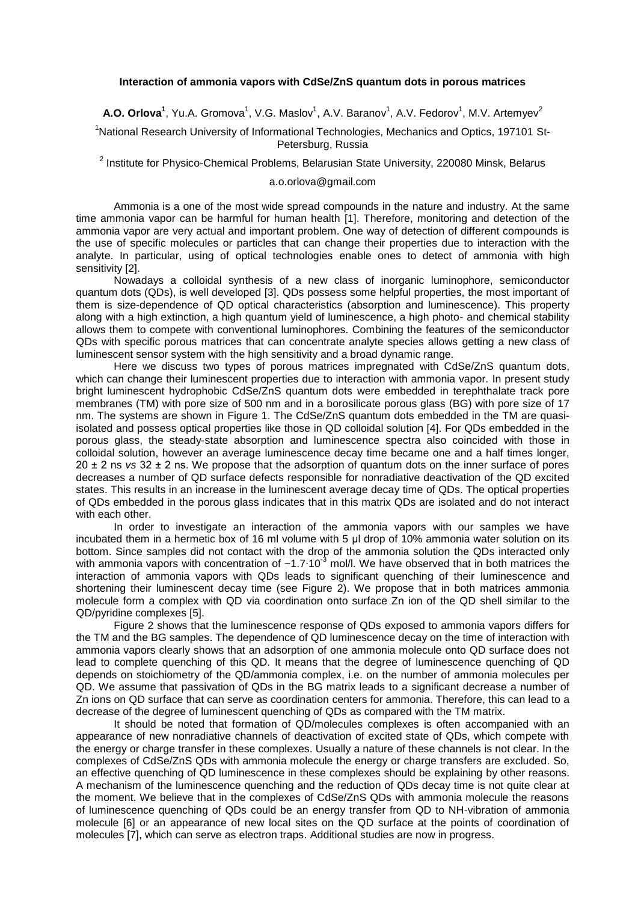# Interaction of ammonia vapors with CdSe/ZnS quantum dots in porous matrices

**A.O. Orlova[1]**, Yu.A. Gromova[1], V.G. Maslov[1], A.V. Baranov[1], A.V. Fedorov[1], M.V. Artemyev[2]

[1]National Research University of Informational Technologies, Mechanics and Optics, 197101 St-Petersburg, Russia

[2] Institute for Physico-Chemical Problems, Belarusian State University, 220080 Minsk, Belarus

a.o.orlova@gmail.com

Ammonia is a one of the most wide spread compounds in the nature and industry. At the same time ammonia vapor can be harmful for human health [1]. Therefore, monitoring and detection of the ammonia vapor are very actual and important problem. One way of detection of different compounds is the use of specific molecules or particles that can change their properties due to interaction with the analyte. In particular, using of optical technologies enable ones to detect of ammonia with high sensitivity [2].

Nowadays a colloidal synthesis of a new class of inorganic luminophore, semiconductor quantum dots (QDs), is well developed [3]. QDs possess some helpful properties, the most important of them is size-dependence of QD optical characteristics (absorption and luminescence). This property along with a high extinction, a high quantum yield of luminescence, a high photo- and chemical stability allows them to compete with conventional luminophores. Combining the features of the semiconductor QDs with specific porous matrices that can concentrate analyte species allows getting a new class of luminescent sensor system with the high sensitivity and a broad dynamic range.

Here we discuss two types of porous matrices impregnated with CdSe/ZnS quantum dots, which can change their luminescent properties due to interaction with ammonia vapor. In present study bright luminescent hydrophobic CdSe/ZnS quantum dots were embedded in terephthalate track pore membranes (TM) with pore size of 500 nm and in a borosilicate porous glass (BG) with pore size of 17 nm. The systems are shown in Figure 1. The CdSe/ZnS quantum dots embedded in the TM are quasi-isolated and possess optical properties like those in QD colloidal solution [4]. For QDs embedded in the porous glass, the steady-state absorption and luminescence spectra also coincided with those in colloidal solution, however an average luminescence decay time became one and a half times longer, 20 ± 2 ns *vs* 32 ± 2 ns. We propose that the adsorption of quantum dots on the inner surface of pores decreases a number of QD surface defects responsible for nonradiative deactivation of the QD excited states. This results in an increase in the luminescent average decay time of QDs. The optical properties of QDs embedded in the porous glass indicates that in this matrix QDs are isolated and do not interact with each other.

In order to investigate an interaction of the ammonia vapors with our samples we have incubated them in a hermetic box of 16 ml volume with 5 µl drop of 10% ammonia water solution on its bottom. Since samples did not contact with the drop of the ammonia solution the QDs interacted only with ammonia vapors with concentration of $\sim 1.7 \cdot 10^{-3}$ mol/l. We have observed that in both matrices the interaction of ammonia vapors with QDs leads to significant quenching of their luminescence and shortening their luminescent decay time (see Figure 2). We propose that in both matrices ammonia molecule form a complex with QD via coordination onto surface Zn ion of the QD shell similar to the QD/pyridine complexes [5].

Figure 2 shows that the luminescence response of QDs exposed to ammonia vapors differs for the TM and the BG samples. The dependence of QD luminescence decay on the time of interaction with ammonia vapors clearly shows that an adsorption of one ammonia molecule onto QD surface does not lead to complete quenching of this QD. It means that the degree of luminescence quenching of QD depends on stoichiometry of the QD/ammonia complex, i.e. on the number of ammonia molecules per QD. We assume that passivation of QDs in the BG matrix leads to a significant decrease a number of Zn ions on QD surface that can serve as coordination centers for ammonia. Therefore, this can lead to a decrease of the degree of luminescent quenching of QDs as compared with the TM matrix.

It should be noted that formation of QD/molecules complexes is often accompanied with an appearance of new nonradiative channels of deactivation of excited state of QDs, which compete with the energy or charge transfer in these complexes. Usually a nature of these channels is not clear. In the complexes of CdSe/ZnS QDs with ammonia molecule the energy or charge transfers are excluded. So, an effective quenching of QD luminescence in these complexes should be explaining by other reasons. A mechanism of the luminescence quenching and the reduction of QDs decay time is not quite clear at the moment. We believe that in the complexes of CdSe/ZnS QDs with ammonia molecule the reasons of luminescence quenching of QDs could be an energy transfer from QD to NH-vibration of ammonia molecule [6] or an appearance of new local sites on the QD surface at the points of coordination of molecules [7], which can serve as electron traps. Additional studies are now in progress.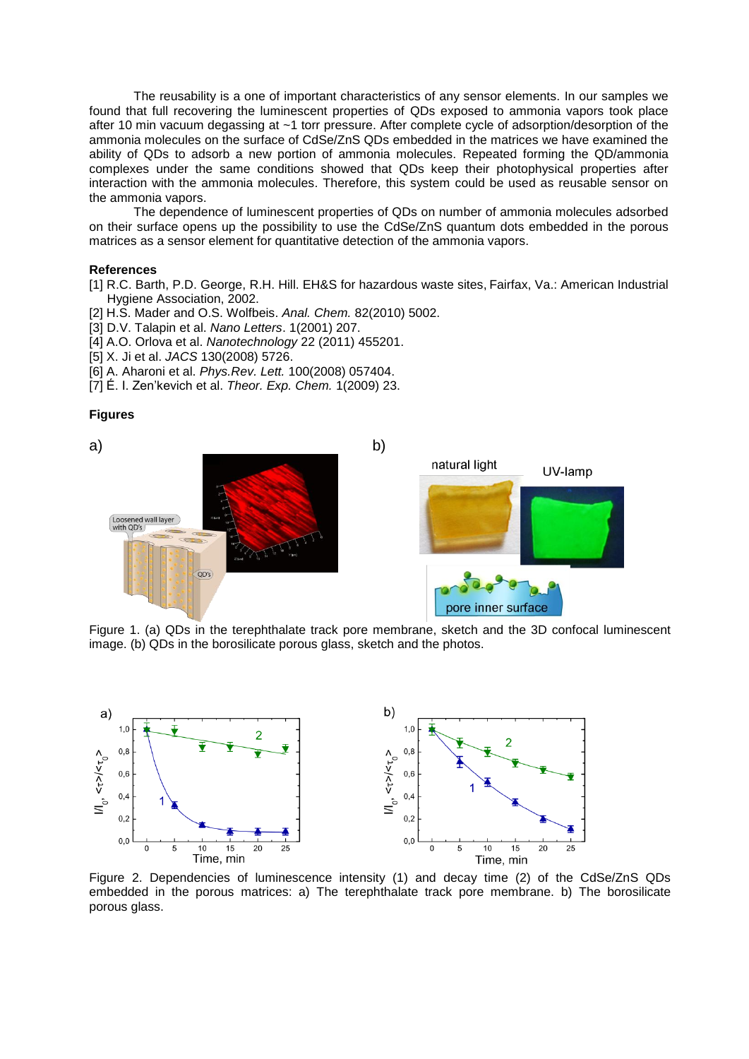The reusability is a one of important characteristics of any sensor elements. In our samples we found that full recovering the luminescent properties of QDs exposed to ammonia vapors took place after 10 min vacuum degassing at ~1 torr pressure. After complete cycle of adsorption/desorption of the ammonia molecules on the surface of CdSe/ZnS QDs embedded in the matrices we have examined the ability of QDs to adsorb a new portion of ammonia molecules. Repeated forming the QD/ammonia complexes under the same conditions showed that QDs keep their photophysical properties after interaction with the ammonia molecules. Therefore, this system could be used as reusable sensor on the ammonia vapors.

The dependence of luminescent properties of QDs on number of ammonia molecules adsorbed on their surface opens up the possibility to use the CdSe/ZnS quantum dots embedded in the porous matrices as a sensor element for quantitative detection of the ammonia vapors.

**References**

[1] R.C. Barth, P.D. George, R.H. Hill. EH&S for hazardous waste sites, Fairfax, Va.: American Industrial Hygiene Association, 2002.
[2] H.S. Mader and O.S. Wolfbeis. *Anal. Chem.* 82(2010) 5002.
[3] D.V. Talapin et al. *Nano Letters*. 1(2001) 207.
[4] A.O. Orlova et al. *Nanotechnology* 22 (2011) 455201.
[5] X. Ji et al. *JACS* 130(2008) 5726.
[6] A. Aharoni et al. *Phys.Rev. Lett.* 100(2008) 057404.
[7] É. I. Zen'kevich et al. *Theor. Exp. Chem.* 1(2009) 23.

**Figures**

a)

Loosened wall layer with QD's

QD's

b)

natural light

UV-lamp

pore inner surface

Figure 1. (a) QDs in the terephthalate track pore membrane, sketch and the 3D confocal luminescent image. (b) QDs in the borosilicate porous glass, sketch and the photos.

a)

$I/I_0$, $<\tau>/<\tau_0>$

1,0
0,8
0,6
0,4
0,2
0,0

0 5 10 15 20 25

Time, min

1

2

b)

$I/I_0$, $<\tau>/<\tau_0>$

1,0
0,8
0,6
0,4
0,2
0,0

0 5 10 15 20 25

Time, min

1

2

Figure 2. Dependencies of luminescence intensity (1) and decay time (2) of the CdSe/ZnS QDs embedded in the porous matrices: a) The terephthalate track pore membrane. b) The borosilicate porous glass.